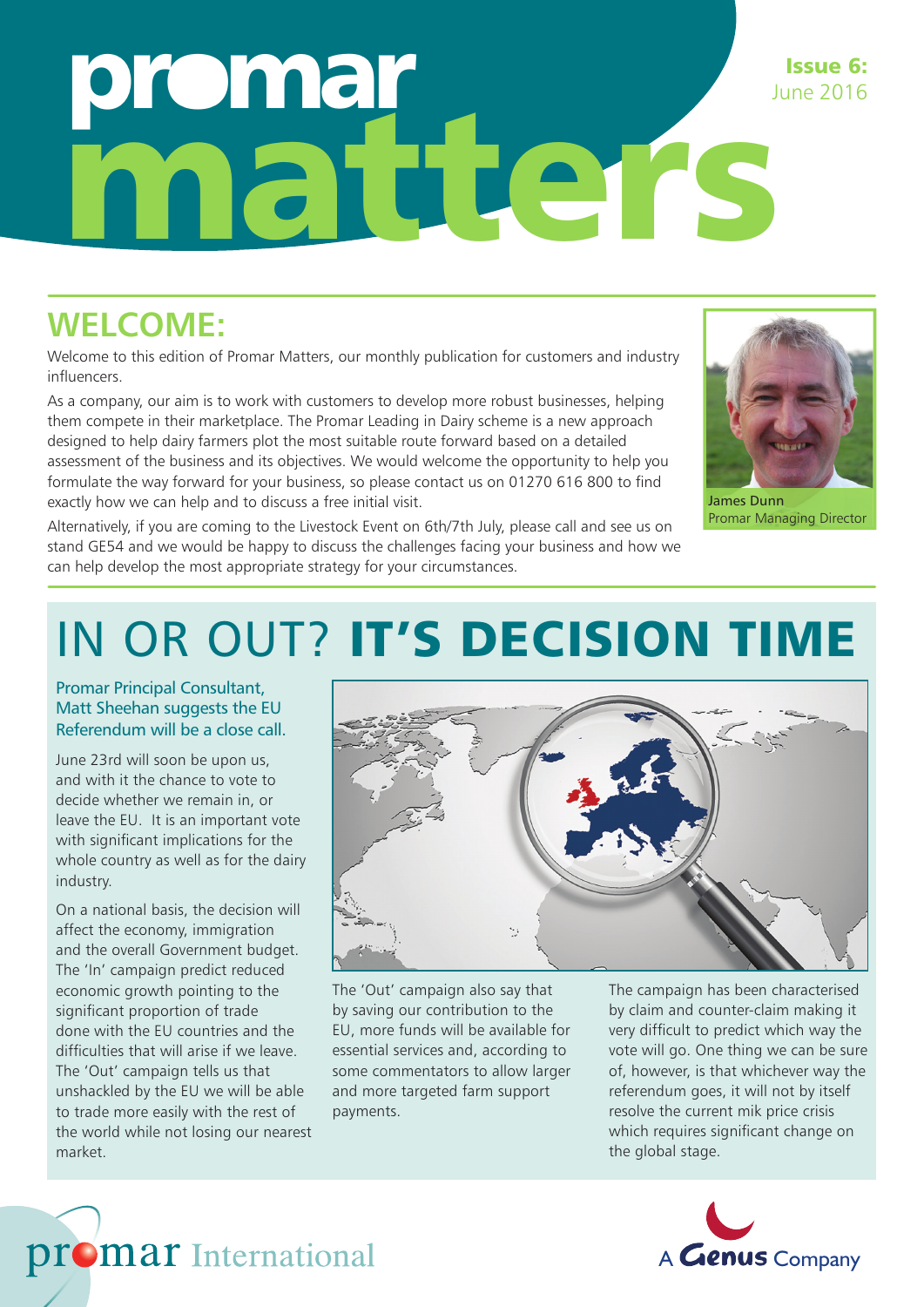# promar matters

**Issue 6:** June 2016

## WELCOME:

Welcome to this edition of Promar Matters, our monthly publication for customers and industry influencers.

As a company, our aim is to work with customers to develop more robust businesses, helping them compete in their marketplace. The Promar Leading in Dairy scheme is a new approach designed to help dairy farmers plot the most suitable route forward based on a detailed assessment of the business and its objectives. We would welcome the opportunity to help you formulate the way forward for your business, so please contact us on 01270 616 800 to find exactly how we can help and to discuss a free initial visit.

Alternatively, if you are coming to the Livestock Event on 6th/7th July, please call and see us on stand GE54 and we would be happy to discuss the challenges facing your business and how we can help develop the most appropriate strategy for your circumstances.

James Dunn
Promar Managing Director

## IN OR OUT? **IT'S DECISION TIME**

Promar Principal Consultant, Matt Sheehan suggests the EU Referendum will be a close call.

June 23rd will soon be upon us, and with it the chance to vote to decide whether we remain in, or leave the EU. It is an important vote with significant implications for the whole country as well as for the dairy industry.

On a national basis, the decision will affect the economy, immigration and the overall Government budget. The 'In' campaign predict reduced economic growth pointing to the significant proportion of trade done with the EU countries and the difficulties that will arise if we leave. The 'Out' campaign tells us that unshackled by the EU we will be able to trade more easily with the rest of the world while not losing our nearest market.

The 'Out' campaign also say that by saving our contribution to the EU, more funds will be available for essential services and, according to some commentators to allow larger and more targeted farm support payments.

The campaign has been characterised by claim and counter-claim making it very difficult to predict which way the vote will go. One thing we can be sure of, however, is that whichever way the referendum goes, it will not by itself resolve the current mik price crisis which requires significant change on the global stage.

promar International

A Genus Company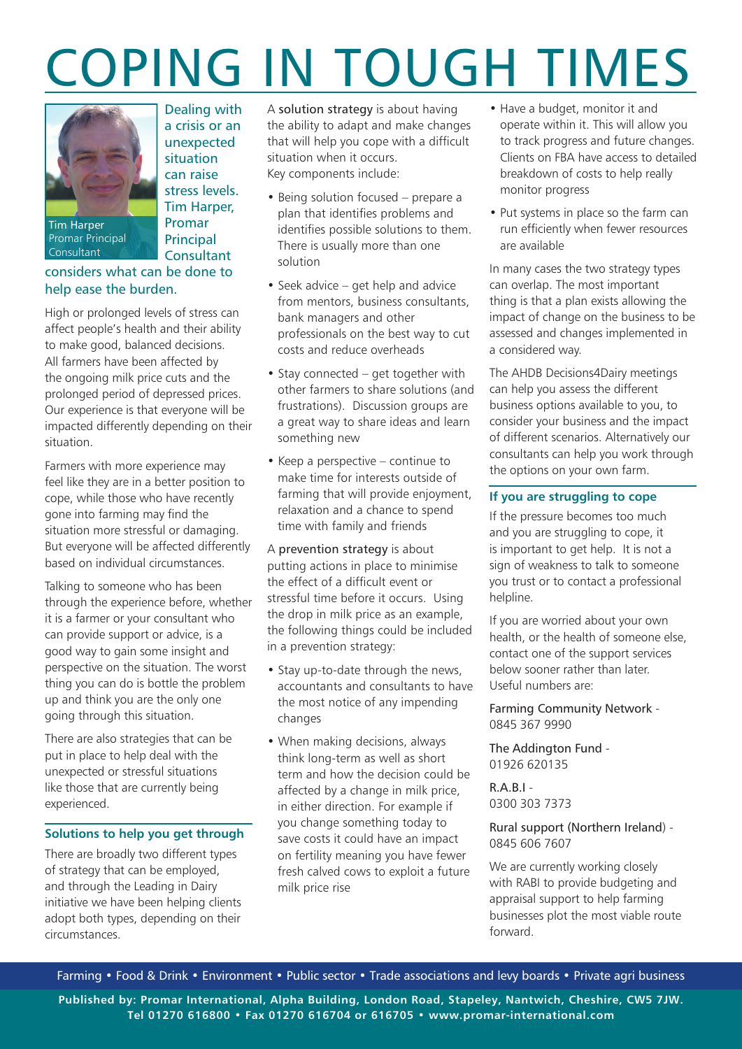# COPING IN TOUGH TIMES

Tim Harper
Promar Principal Consultant

**Dealing with a crisis or an unexpected situation can raise stress levels. Tim Harper, Promar Principal Consultant considers what can be done to help ease the burden.**

High or prolonged levels of stress can affect people's health and their ability to make good, balanced decisions. All farmers have been affected by the ongoing milk price cuts and the prolonged period of depressed prices. Our experience is that everyone will be impacted differently depending on their situation.

Farmers with more experience may feel like they are in a better position to cope, while those who have recently gone into farming may find the situation more stressful or damaging. But everyone will be affected differently based on individual circumstances.

Talking to someone who has been through the experience before, whether it is a farmer or your consultant who can provide support or advice, is a good way to gain some insight and perspective on the situation. The worst thing you can do is bottle the problem up and think you are the only one going through this situation.

There are also strategies that can be put in place to help deal with the unexpected or stressful situations like those that are currently being experienced.

## Solutions to help you get through

There are broadly two different types of strategy that can be employed, and through the Leading in Dairy initiative we have been helping clients adopt both types, depending on their circumstances.

A **solution strategy** is about having the ability to adapt and make changes that will help you cope with a difficult situation when it occurs. Key components include:

- Being solution focused – prepare a plan that identifies problems and identifies possible solutions to them. There is usually more than one solution
- Seek advice – get help and advice from mentors, business consultants, bank managers and other professionals on the best way to cut costs and reduce overheads
- Stay connected – get together with other farmers to share solutions (and frustrations). Discussion groups are a great way to share ideas and learn something new
- Keep a perspective – continue to make time for interests outside of farming that will provide enjoyment, relaxation and a chance to spend time with family and friends

A **prevention strategy** is about putting actions in place to minimise the effect of a difficult event or stressful time before it occurs. Using the drop in milk price as an example, the following things could be included in a prevention strategy:

- Stay up-to-date through the news, accountants and consultants to have the most notice of any impending changes
- When making decisions, always think long-term as well as short term and how the decision could be affected by a change in milk price, in either direction. For example if you change something today to save costs it could have an impact on fertility meaning you have fewer fresh calved cows to exploit a future milk price rise
- Have a budget, monitor it and operate within it. This will allow you to track progress and future changes. Clients on FBA have access to detailed breakdown of costs to help really monitor progress
- Put systems in place so the farm can run efficiently when fewer resources are available

In many cases the two strategy types can overlap. The most important thing is that a plan exists allowing the impact of change on the business to be assessed and changes implemented in a considered way.

The AHDB Decisions4Dairy meetings can help you assess the different business options available to you, to consider your business and the impact of different scenarios. Alternatively our consultants can help you work through the options on your own farm.

## If you are struggling to cope

If the pressure becomes too much and you are struggling to cope, it is important to get help. It is not a sign of weakness to talk to someone you trust or to contact a professional helpline.

If you are worried about your own health, or the health of someone else, contact one of the support services below sooner rather than later. Useful numbers are:

Farming Community Network - 0845 367 9990

The Addington Fund - 01926 620135

R.A.B.I - 0300 303 7373

Rural support (Northern Ireland) - 0845 606 7607

We are currently working closely with RABI to provide budgeting and appraisal support to help farming businesses plot the most viable route forward.

Farming • Food & Drink • Environment • Public sector • Trade associations and levy boards • Private agri business

**Published by: Promar International, Alpha Building, London Road, Stapeley, Nantwich, Cheshire, CW5 7JW. Tel 01270 616800 • Fax 01270 616704 or 616705 • www.promar-international.com**